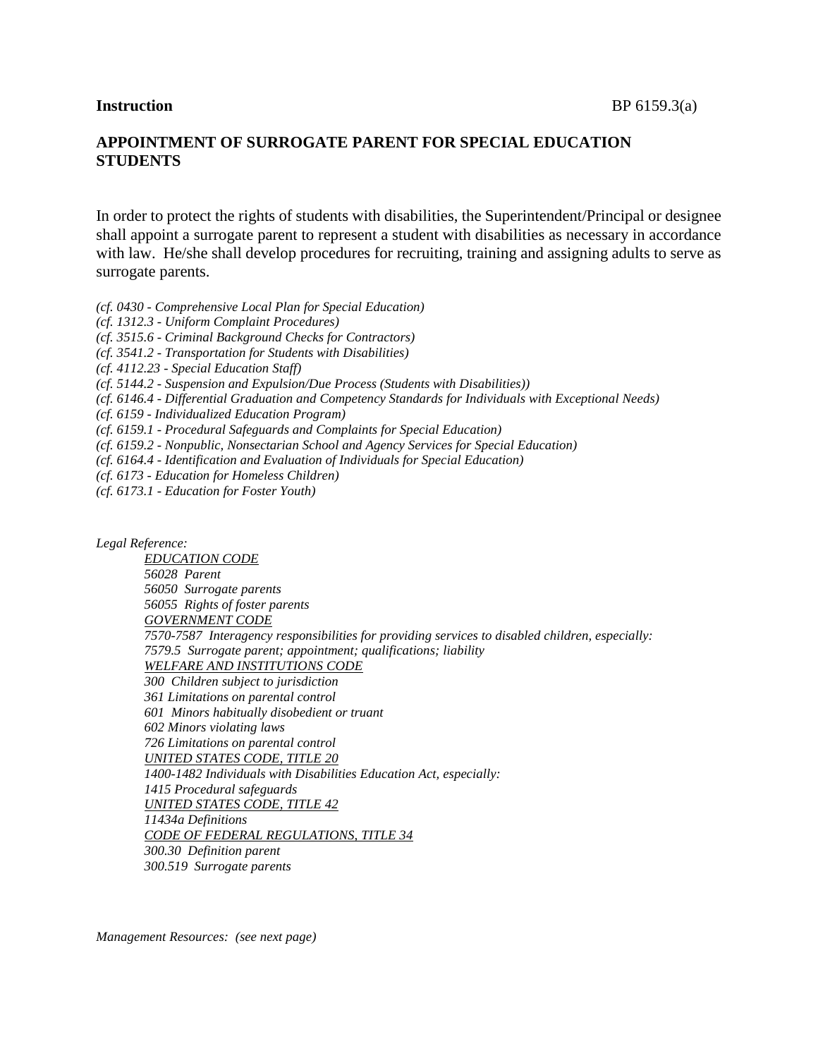**Instruction** BP 6159.3(a)

## APPOINTMENT OF SURROGATE PARENT FOR SPECIAL EDUCATION STUDENTS

In order to protect the rights of students with disabilities, the Superintendent/Principal or designee shall appoint a surrogate parent to represent a student with disabilities as necessary in accordance with law. He/she shall develop procedures for recruiting, training and assigning adults to serve as surrogate parents.

*(cf. 0430 - Comprehensive Local Plan for Special Education)*
*(cf. 1312.3 - Uniform Complaint Procedures)*
*(cf. 3515.6 - Criminal Background Checks for Contractors)*
*(cf. 3541.2 - Transportation for Students with Disabilities)*
*(cf. 4112.23 - Special Education Staff)*
*(cf. 5144.2 - Suspension and Expulsion/Due Process (Students with Disabilities))*
*(cf. 6146.4 - Differential Graduation and Competency Standards for Individuals with Exceptional Needs)*
*(cf. 6159 - Individualized Education Program)*
*(cf. 6159.1 - Procedural Safeguards and Complaints for Special Education)*
*(cf. 6159.2 - Nonpublic, Nonsectarian School and Agency Services for Special Education)*
*(cf. 6164.4 - Identification and Evaluation of Individuals for Special Education)*
*(cf. 6173 - Education for Homeless Children)*
*(cf. 6173.1 - Education for Foster Youth)*

*Legal Reference:*

*EDUCATION CODE*
*56028 Parent*
*56050 Surrogate parents*
*56055 Rights of foster parents*
*GOVERNMENT CODE*
*7570-7587 Interagency responsibilities for providing services to disabled children, especially:*
*7579.5 Surrogate parent; appointment; qualifications; liability*
*WELFARE AND INSTITUTIONS CODE*
*300 Children subject to jurisdiction*
*361 Limitations on parental control*
*601 Minors habitually disobedient or truant*
*602 Minors violating laws*
*726 Limitations on parental control*
*UNITED STATES CODE, TITLE 20*
*1400-1482 Individuals with Disabilities Education Act, especially:*
*1415 Procedural safeguards*
*UNITED STATES CODE, TITLE 42*
*11434a Definitions*
*CODE OF FEDERAL REGULATIONS, TITLE 34*
*300.30 Definition parent*
*300.519 Surrogate parents*

*Management Resources: (see next page)*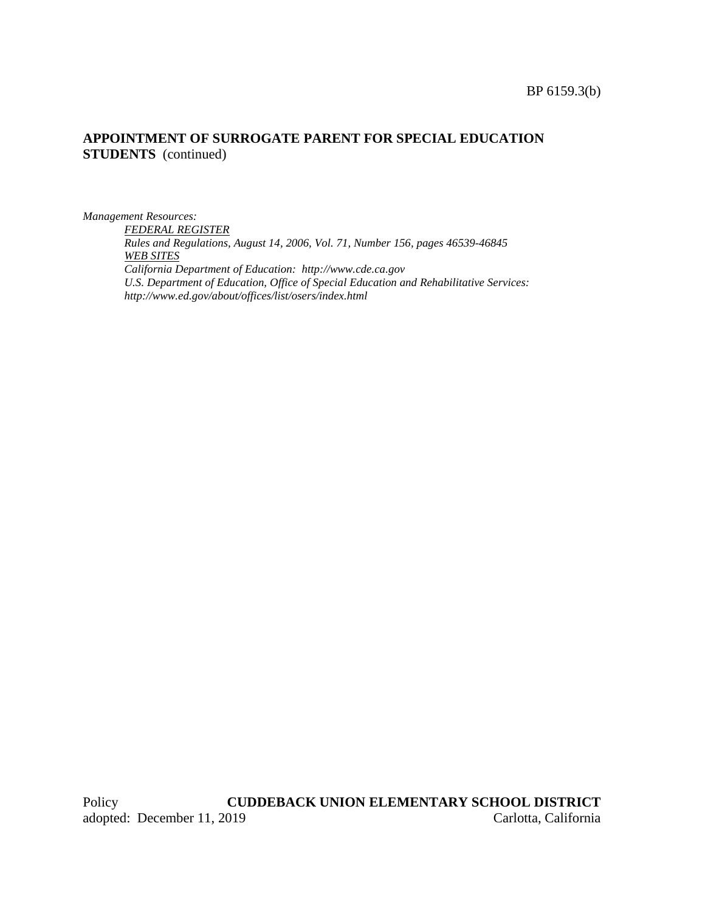**APPOINTMENT OF SURROGATE PARENT FOR SPECIAL EDUCATION STUDENTS** (continued)

*Management Resources:*

*FEDERAL REGISTER*

*Rules and Regulations, August 14, 2006, Vol. 71, Number 156, pages 46539-46845*

*WEB SITES*

*California Department of Education: http://www.cde.ca.gov*

*U.S. Department of Education, Office of Special Education and Rehabilitative Services: http://www.ed.gov/about/offices/list/osers/index.html*

Policy adopted: December 11, 2019

**CUDDEBACK UNION ELEMENTARY SCHOOL DISTRICT**
Carlotta, California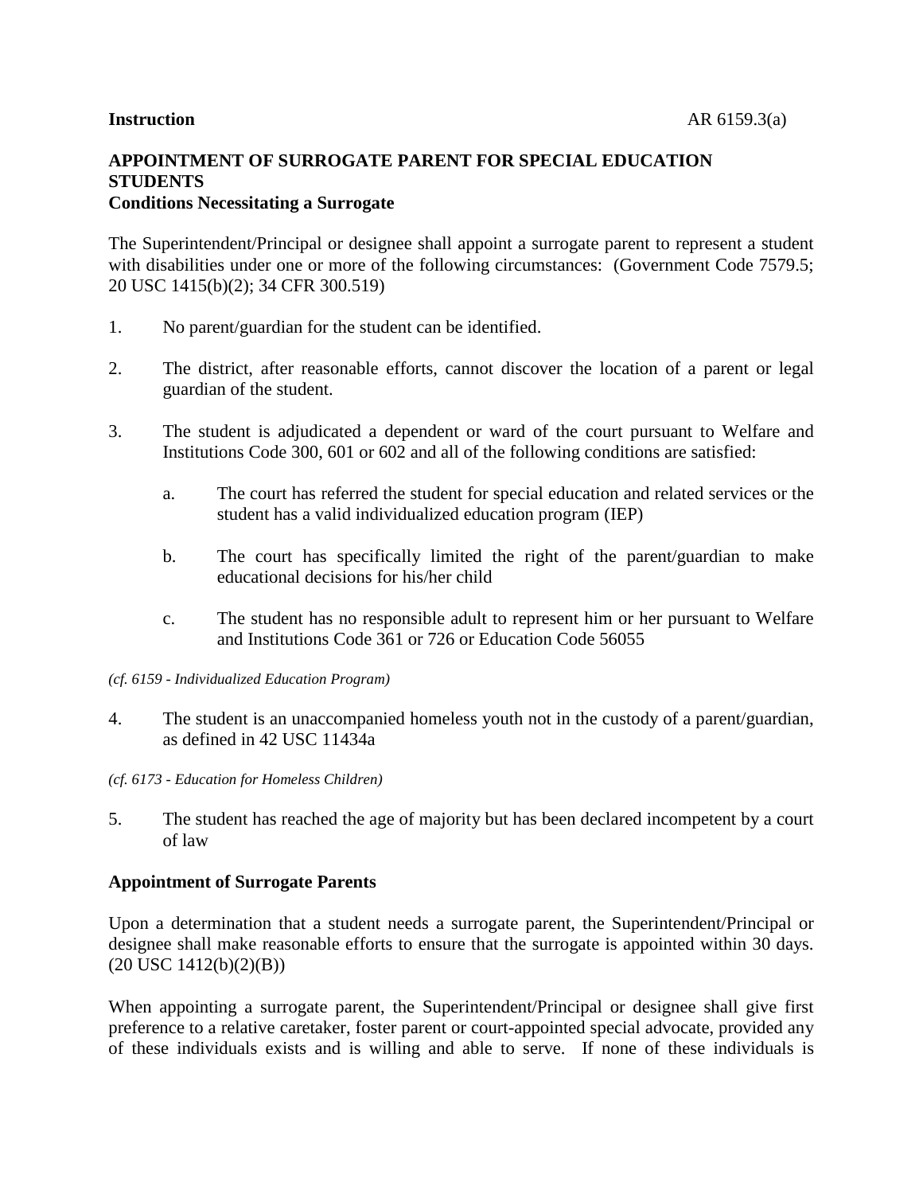**Instruction** AR 6159.3(a)

## APPOINTMENT OF SURROGATE PARENT FOR SPECIAL EDUCATION STUDENTS

### Conditions Necessitating a Surrogate

The Superintendent/Principal or designee shall appoint a surrogate parent to represent a student with disabilities under one or more of the following circumstances: (Government Code 7579.5; 20 USC 1415(b)(2); 34 CFR 300.519)

1. No parent/guardian for the student can be identified.

2. The district, after reasonable efforts, cannot discover the location of a parent or legal guardian of the student.

3. The student is adjudicated a dependent or ward of the court pursuant to Welfare and Institutions Code 300, 601 or 602 and all of the following conditions are satisfied:

   a. The court has referred the student for special education and related services or the student has a valid individualized education program (IEP)

   b. The court has specifically limited the right of the parent/guardian to make educational decisions for his/her child

   c. The student has no responsible adult to represent him or her pursuant to Welfare and Institutions Code 361 or 726 or Education Code 56055

*(cf. 6159 - Individualized Education Program)*

4. The student is an unaccompanied homeless youth not in the custody of a parent/guardian, as defined in 42 USC 11434a

*(cf. 6173 - Education for Homeless Children)*

5. The student has reached the age of majority but has been declared incompetent by a court of law

### Appointment of Surrogate Parents

Upon a determination that a student needs a surrogate parent, the Superintendent/Principal or designee shall make reasonable efforts to ensure that the surrogate is appointed within 30 days. (20 USC 1412(b)(2)(B))

When appointing a surrogate parent, the Superintendent/Principal or designee shall give first preference to a relative caretaker, foster parent or court-appointed special advocate, provided any of these individuals exists and is willing and able to serve. If none of these individuals is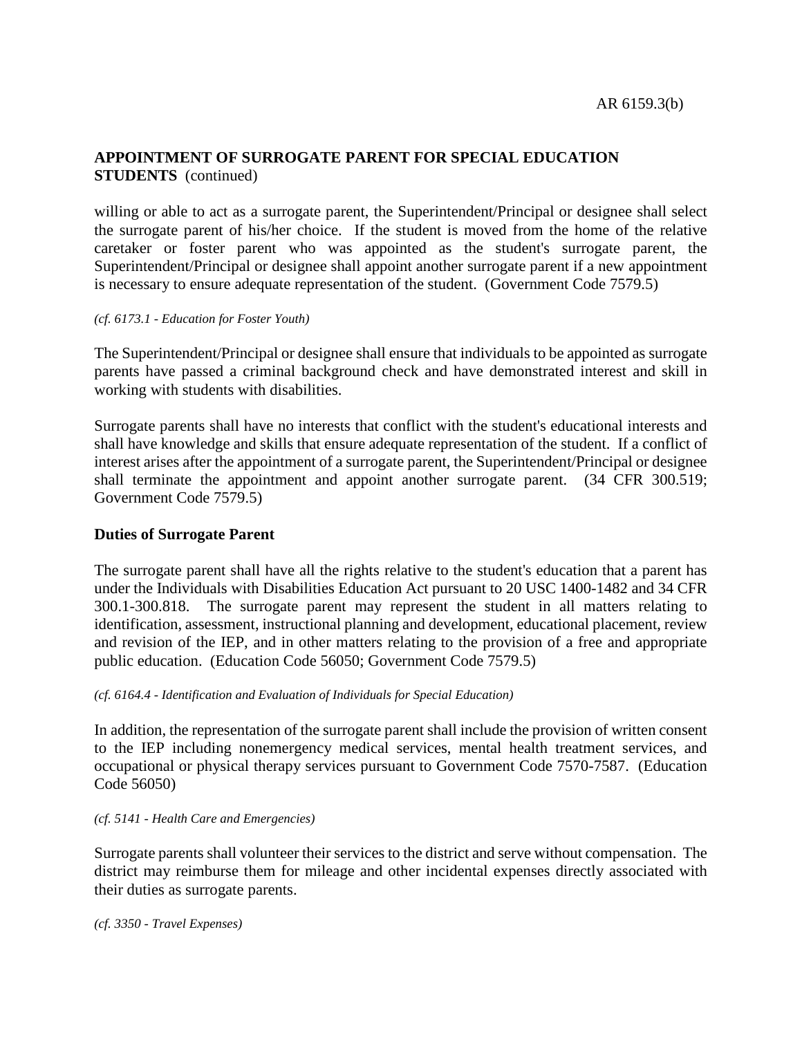**APPOINTMENT OF SURROGATE PARENT FOR SPECIAL EDUCATION STUDENTS** (continued)

willing or able to act as a surrogate parent, the Superintendent/Principal or designee shall select the surrogate parent of his/her choice. If the student is moved from the home of the relative caretaker or foster parent who was appointed as the student's surrogate parent, the Superintendent/Principal or designee shall appoint another surrogate parent if a new appointment is necessary to ensure adequate representation of the student. (Government Code 7579.5)

*(cf. 6173.1 - Education for Foster Youth)*

The Superintendent/Principal or designee shall ensure that individuals to be appointed as surrogate parents have passed a criminal background check and have demonstrated interest and skill in working with students with disabilities.

Surrogate parents shall have no interests that conflict with the student's educational interests and shall have knowledge and skills that ensure adequate representation of the student. If a conflict of interest arises after the appointment of a surrogate parent, the Superintendent/Principal or designee shall terminate the appointment and appoint another surrogate parent. (34 CFR 300.519; Government Code 7579.5)

**Duties of Surrogate Parent**

The surrogate parent shall have all the rights relative to the student's education that a parent has under the Individuals with Disabilities Education Act pursuant to 20 USC 1400-1482 and 34 CFR 300.1-300.818. The surrogate parent may represent the student in all matters relating to identification, assessment, instructional planning and development, educational placement, review and revision of the IEP, and in other matters relating to the provision of a free and appropriate public education. (Education Code 56050; Government Code 7579.5)

*(cf. 6164.4 - Identification and Evaluation of Individuals for Special Education)*

In addition, the representation of the surrogate parent shall include the provision of written consent to the IEP including nonemergency medical services, mental health treatment services, and occupational or physical therapy services pursuant to Government Code 7570-7587. (Education Code 56050)

*(cf. 5141 - Health Care and Emergencies)*

Surrogate parents shall volunteer their services to the district and serve without compensation. The district may reimburse them for mileage and other incidental expenses directly associated with their duties as surrogate parents.

*(cf. 3350 - Travel Expenses)*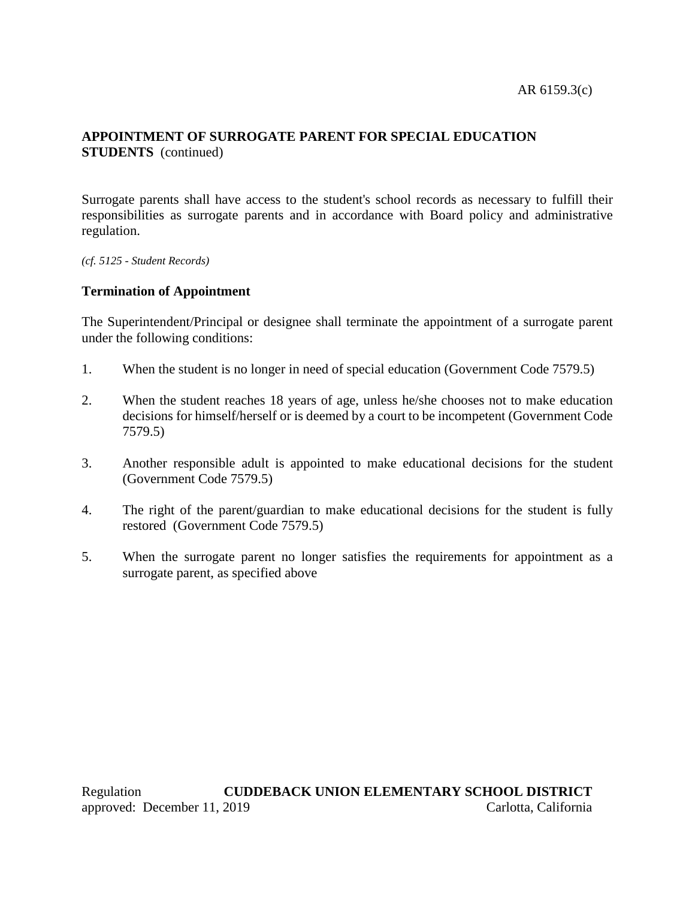**APPOINTMENT OF SURROGATE PARENT FOR SPECIAL EDUCATION STUDENTS** (continued)

Surrogate parents shall have access to the student's school records as necessary to fulfill their responsibilities as surrogate parents and in accordance with Board policy and administrative regulation.

*(cf. 5125 - Student Records)*

### Termination of Appointment

The Superintendent/Principal or designee shall terminate the appointment of a surrogate parent under the following conditions:

1. When the student is no longer in need of special education (Government Code 7579.5)

2. When the student reaches 18 years of age, unless he/she chooses not to make education decisions for himself/herself or is deemed by a court to be incompetent (Government Code 7579.5)

3. Another responsible adult is appointed to make educational decisions for the student (Government Code 7579.5)

4. The right of the parent/guardian to make educational decisions for the student is fully restored (Government Code 7579.5)

5. When the surrogate parent no longer satisfies the requirements for appointment as a surrogate parent, as specified above

Regulation **CUDDEBACK UNION ELEMENTARY SCHOOL DISTRICT**
approved: December 11, 2019 Carlotta, California